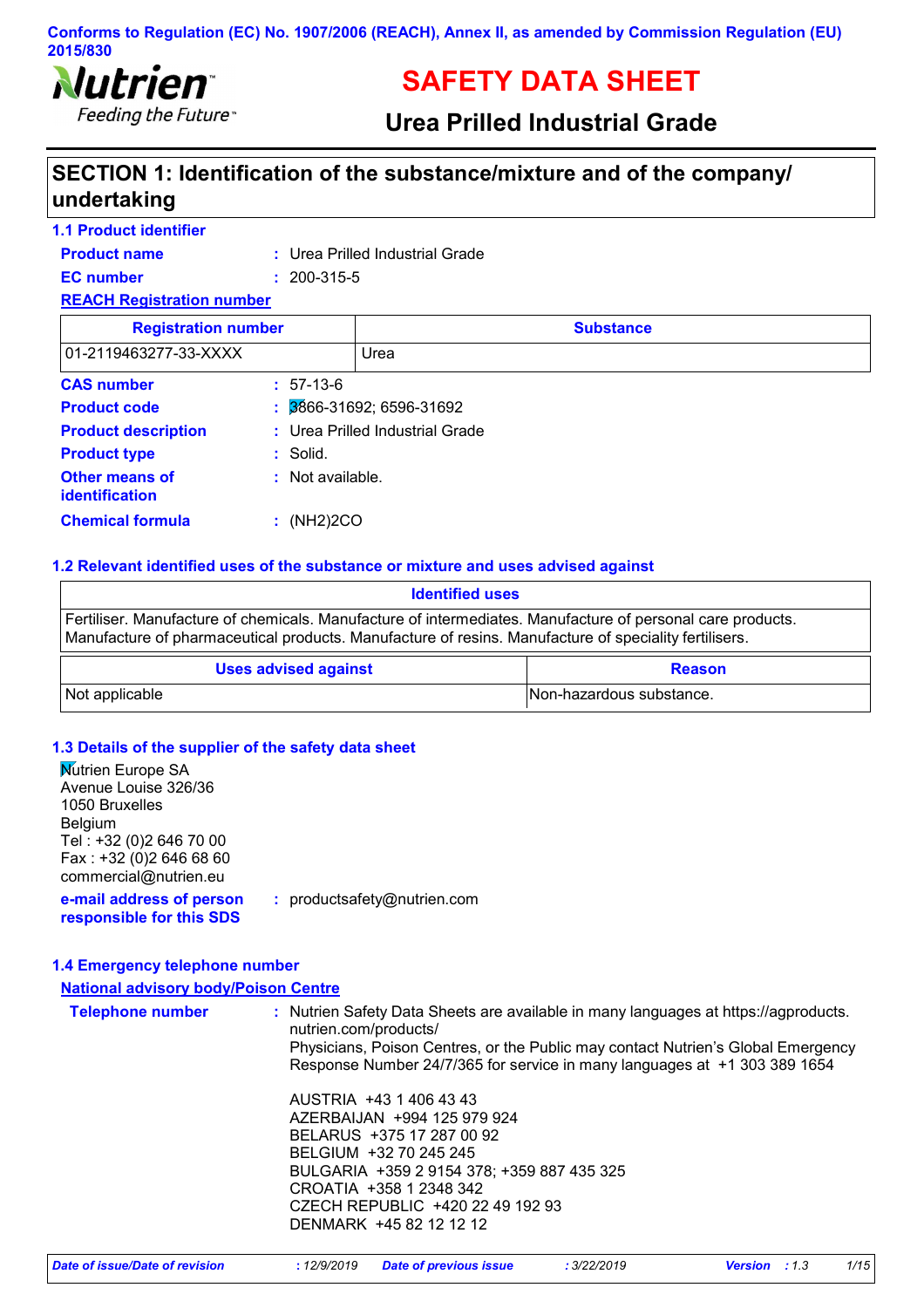Conforms to Regulation (EC) No. 1907/2006 (REACH), Annex II, as amended by Commission Regulation (EU) 2015/830

Nutrien
Feeding the Future™

# SAFETY DATA SHEET

## Urea Prilled Industrial Grade

## SECTION 1: Identification of the substance/mixture and of the company/ undertaking

### 1.1 Product identifier

**Product name** : Urea Prilled Industrial Grade

**EC number** : 200-315-5

**REACH Registration number**

| Registration number | Substance |
|---|---|
| 01-2119463277-33-XXXX | Urea |

**CAS number** : 57-13-6

**Product code** : 3866-31692; 6596-31692

**Product description** : Urea Prilled Industrial Grade

**Product type** : Solid.

**Other means of identification** : Not available.

**Chemical formula** : (NH2)2CO

### 1.2 Relevant identified uses of the substance or mixture and uses advised against

| Identified uses |
|---|
| Fertiliser. Manufacture of chemicals. Manufacture of intermediates. Manufacture of personal care products. Manufacture of pharmaceutical products. Manufacture of resins. Manufacture of speciality fertilisers. |

| Uses advised against | Reason |
|---|---|
| Not applicable | Non-hazardous substance. |

### 1.3 Details of the supplier of the safety data sheet

Nutrien Europe SA
Avenue Louise 326/36
1050 Bruxelles
Belgium
Tel : +32 (0)2 646 70 00
Fax : +32 (0)2 646 68 60
commercial@nutrien.eu

**e-mail address of person responsible for this SDS** : productsafety@nutrien.com

### 1.4 Emergency telephone number

**National advisory body/Poison Centre**

**Telephone number** : Nutrien Safety Data Sheets are available in many languages at https://agproducts.nutrien.com/products/
Physicians, Poison Centres, or the Public may contact Nutrien's Global Emergency Response Number 24/7/365 for service in many languages at +1 303 389 1654

AUSTRIA +43 1 406 43 43
AZERBAIJAN +994 125 979 924
BELARUS +375 17 287 00 92
BELGIUM +32 70 245 245
BULGARIA +359 2 9154 378; +359 887 435 325
CROATIA +358 1 2348 342
CZECH REPUBLIC +420 22 49 192 93
DENMARK +45 82 12 12 12

*Date of issue/Date of revision* : 12/9/2019 *Date of previous issue* : 3/22/2019 *Version* : 1.3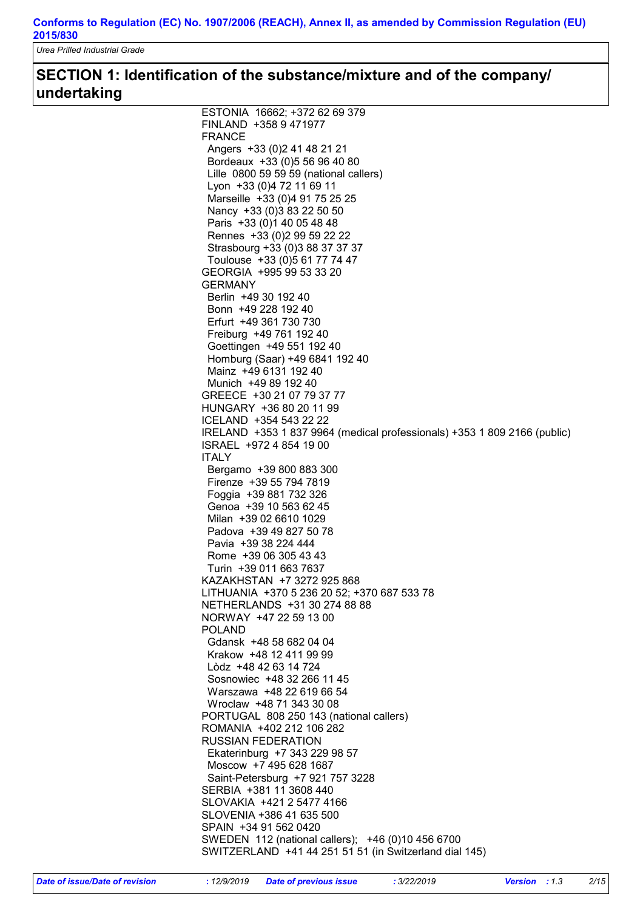## SECTION 1: Identification of the substance/mixture and of the company/ undertaking

ESTONIA 16662; +372 62 69 379
FINLAND +358 9 471977
FRANCE
- Angers +33 (0)2 41 48 21 21
- Bordeaux +33 (0)5 56 96 40 80
- Lille 0800 59 59 59 (national callers)
- Lyon +33 (0)4 72 11 69 11
- Marseille +33 (0)4 91 75 25 25
- Nancy +33 (0)3 83 22 50 50
- Paris +33 (0)1 40 05 48 48
- Rennes +33 (0)2 99 59 22 22
- Strasbourg +33 (0)3 88 37 37 37
- Toulouse +33 (0)5 61 77 74 47

GEORGIA +995 99 53 33 20
GERMANY
- Berlin +49 30 192 40
- Bonn +49 228 192 40
- Erfurt +49 361 730 730
- Freiburg +49 761 192 40
- Goettingen +49 551 192 40
- Homburg (Saar) +49 6841 192 40
- Mainz +49 6131 192 40
- Munich +49 89 192 40

GREECE +30 21 07 79 37 77
HUNGARY +36 80 20 11 99
ICELAND +354 543 22 22
IRELAND +353 1 837 9964 (medical professionals) +353 1 809 2166 (public)
ISRAEL +972 4 854 19 00
ITALY
- Bergamo +39 800 883 300
- Firenze +39 55 794 7819
- Foggia +39 881 732 326
- Genoa +39 10 563 62 45
- Milan +39 02 6610 1029
- Padova +39 49 827 50 78
- Pavia +39 38 224 444
- Rome +39 06 305 43 43
- Turin +39 011 663 7637

KAZAKHSTAN +7 3272 925 868
LITHUANIA +370 5 236 20 52; +370 687 533 78
NETHERLANDS +31 30 274 88 88
NORWAY +47 22 59 13 00
POLAND
- Gdansk +48 58 682 04 04
- Krakow +48 12 411 99 99
- Lòdz +48 42 63 14 724
- Sosnowiec +48 32 266 11 45
- Warszawa +48 22 619 66 54
- Wroclaw +48 71 343 30 08

PORTUGAL 808 250 143 (national callers)
ROMANIA +402 212 106 282
RUSSIAN FEDERATION
- Ekaterinburg +7 343 229 98 57
- Moscow +7 495 628 1687
- Saint-Petersburg +7 921 757 3228

SERBIA +381 11 3608 440
SLOVAKIA +421 2 5477 4166
SLOVENIA +386 41 635 500
SPAIN +34 91 562 0420
SWEDEN 112 (national callers); +46 (0)10 456 6700
SWITZERLAND +41 44 251 51 51 (in Switzerland dial 145)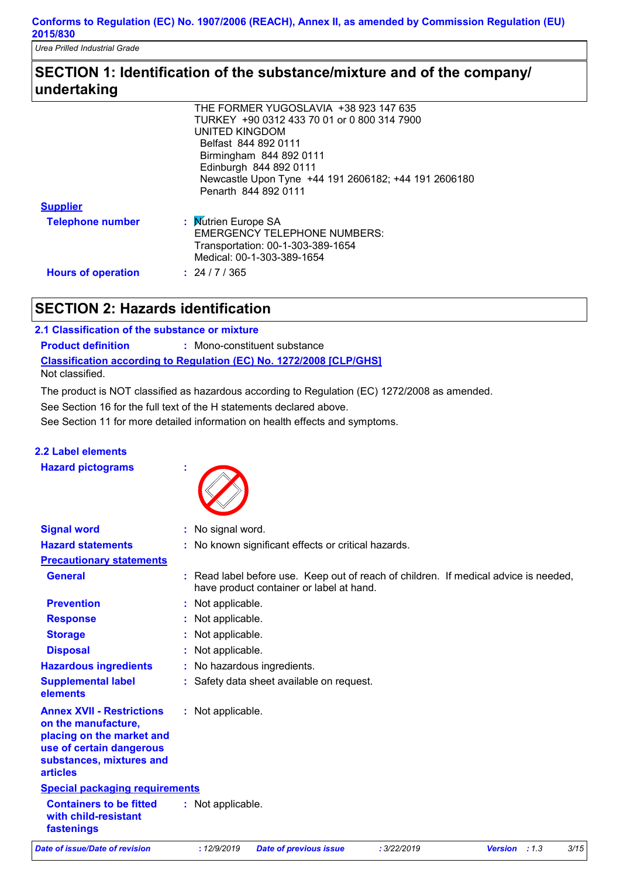## SECTION 1: Identification of the substance/mixture and of the company/ undertaking

THE FORMER YUGOSLAVIA +38 923 147 635
TURKEY +90 0312 433 70 01 or 0 800 314 7900
UNITED KINGDOM
Belfast 844 892 0111
Birmingham 844 892 0111
Edinburgh 844 892 0111
Newcastle Upon Tyne +44 191 2606182; +44 191 2606180
Penarth 844 892 0111

**Supplier**

**Telephone number** : Nutrien Europe SA
EMERGENCY TELEPHONE NUMBERS:
Transportation: 00-1-303-389-1654
Medical: 00-1-303-389-1654

**Hours of operation** : 24 / 7 / 365

## SECTION 2: Hazards identification

### 2.1 Classification of the substance or mixture

**Product definition** : Mono-constituent substance

**Classification according to Regulation (EC) No. 1272/2008 [CLP/GHS]**

Not classified.

The product is NOT classified as hazardous according to Regulation (EC) 1272/2008 as amended.

See Section 16 for the full text of the H statements declared above.

See Section 11 for more detailed information on health effects and symptoms.

### 2.2 Label elements

**Hazard pictograms** :

**Signal word** : No signal word.

**Hazard statements** : No known significant effects or critical hazards.

**Precautionary statements**

**General** : Read label before use. Keep out of reach of children. If medical advice is needed, have product container or label at hand.

**Prevention** : Not applicable.

**Response** : Not applicable.

**Storage** : Not applicable.

**Disposal** : Not applicable.

**Hazardous ingredients** : No hazardous ingredients.

**Supplemental label elements** : Safety data sheet available on request.

**Annex XVII - Restrictions on the manufacture, placing on the market and use of certain dangerous substances, mixtures and articles** : Not applicable.

**Special packaging requirements**

**Containers to be fitted with child-resistant fastenings** : Not applicable.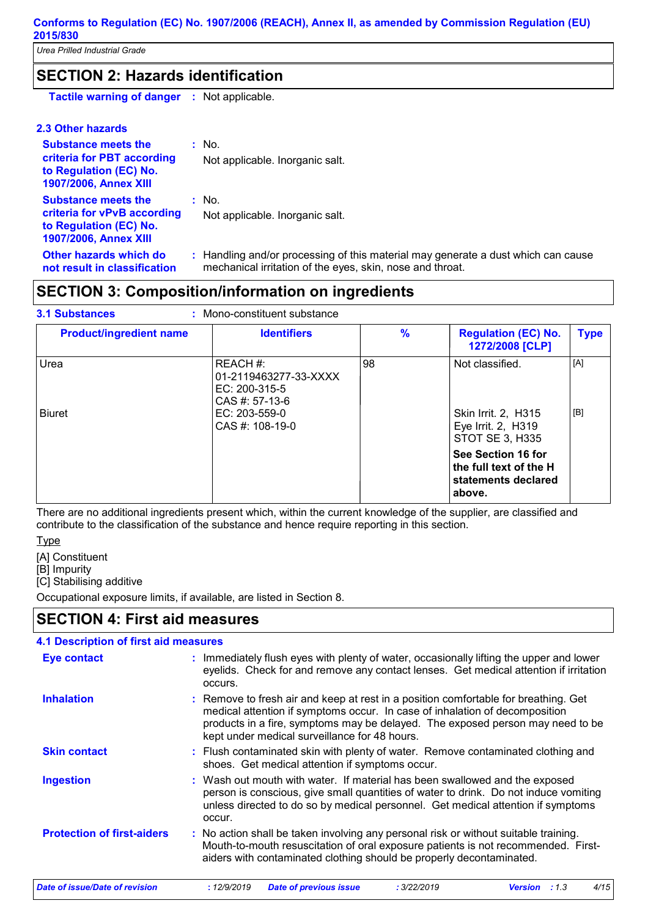## SECTION 2: Hazards identification

**Tactile warning of danger** : Not applicable.

### 2.3 Other hazards

**Substance meets the criteria for PBT according to Regulation (EC) No. 1907/2006, Annex XIII** : No.
Not applicable. Inorganic salt.

**Substance meets the criteria for vPvB according to Regulation (EC) No. 1907/2006, Annex XIII** : No.
Not applicable. Inorganic salt.

**Other hazards which do not result in classification** : Handling and/or processing of this material may generate a dust which can cause mechanical irritation of the eyes, skin, nose and throat.

## SECTION 3: Composition/information on ingredients

**3.1 Substances** : Mono-constituent substance

| Product/ingredient name | Identifiers | % | Regulation (EC) No. 1272/2008 [CLP] | Type |
|---|---|---|---|---|
| Urea | REACH #: 01-2119463277-33-XXXX<br>EC: 200-315-5<br>CAS #: 57-13-6 | 98 | Not classified. | [A] |
| Biuret | EC: 203-559-0<br>CAS #: 108-19-0 | | Skin Irrit. 2, H315<br>Eye Irrit. 2, H319<br>STOT SE 3, H335 | [B] |
| | | | **See Section 16 for the full text of the H statements declared above.** | |

There are no additional ingredients present which, within the current knowledge of the supplier, are classified and contribute to the classification of the substance and hence require reporting in this section.

Type

[A] Constituent
[B] Impurity
[C] Stabilising additive

Occupational exposure limits, if available, are listed in Section 8.

## SECTION 4: First aid measures

### 4.1 Description of first aid measures

**Eye contact** : Immediately flush eyes with plenty of water, occasionally lifting the upper and lower eyelids. Check for and remove any contact lenses. Get medical attention if irritation occurs.

**Inhalation** : Remove to fresh air and keep at rest in a position comfortable for breathing. Get medical attention if symptoms occur. In case of inhalation of decomposition products in a fire, symptoms may be delayed. The exposed person may need to be kept under medical surveillance for 48 hours.

**Skin contact** : Flush contaminated skin with plenty of water. Remove contaminated clothing and shoes. Get medical attention if symptoms occur.

**Ingestion** : Wash out mouth with water. If material has been swallowed and the exposed person is conscious, give small quantities of water to drink. Do not induce vomiting unless directed to do so by medical personnel. Get medical attention if symptoms occur.

**Protection of first-aiders** : No action shall be taken involving any personal risk or without suitable training. Mouth-to-mouth resuscitation of oral exposure patients is not recommended. First-aiders with contaminated clothing should be properly decontaminated.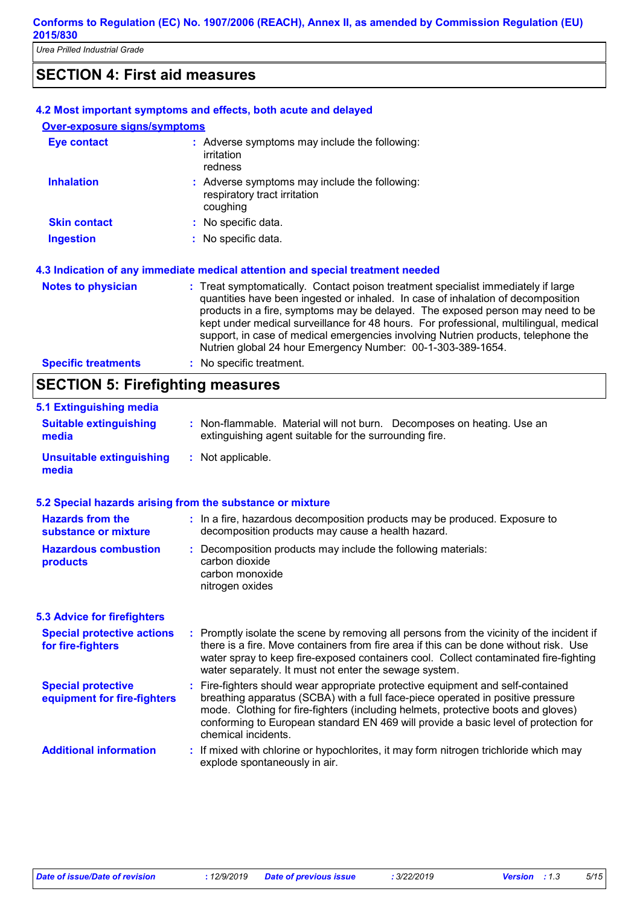## SECTION 4: First aid measures

### 4.2 Most important symptoms and effects, both acute and delayed

**Over-exposure signs/symptoms**

| | |
|---|---|
| **Eye contact** | Adverse symptoms may include the following: irritation redness |
| **Inhalation** | Adverse symptoms may include the following: respiratory tract irritation coughing |
| **Skin contact** | No specific data. |
| **Ingestion** | No specific data. |

### 4.3 Indication of any immediate medical attention and special treatment needed

| | |
|---|---|
| **Notes to physician** | Treat symptomatically. Contact poison treatment specialist immediately if large quantities have been ingested or inhaled. In case of inhalation of decomposition products in a fire, symptoms may be delayed. The exposed person may need to be kept under medical surveillance for 48 hours. For professional, multilingual, medical support, in case of medical emergencies involving Nutrien products, telephone the Nutrien global 24 hour Emergency Number: 00-1-303-389-1654. |
| **Specific treatments** | No specific treatment. |

## SECTION 5: Firefighting measures

### 5.1 Extinguishing media

| | |
|---|---|
| **Suitable extinguishing media** | Non-flammable. Material will not burn. Decomposes on heating. Use an extinguishing agent suitable for the surrounding fire. |
| **Unsuitable extinguishing media** | Not applicable. |

### 5.2 Special hazards arising from the substance or mixture

| | |
|---|---|
| **Hazards from the substance or mixture** | In a fire, hazardous decomposition products may be produced. Exposure to decomposition products may cause a health hazard. |
| **Hazardous combustion products** | Decomposition products may include the following materials: carbon dioxide carbon monoxide nitrogen oxides |

### 5.3 Advice for firefighters

| | |
|---|---|
| **Special protective actions for fire-fighters** | Promptly isolate the scene by removing all persons from the vicinity of the incident if there is a fire. Move containers from fire area if this can be done without risk. Use water spray to keep fire-exposed containers cool. Collect contaminated fire-fighting water separately. It must not enter the sewage system. |
| **Special protective equipment for fire-fighters** | Fire-fighters should wear appropriate protective equipment and self-contained breathing apparatus (SCBA) with a full face-piece operated in positive pressure mode. Clothing for fire-fighters (including helmets, protective boots and gloves) conforming to European standard EN 469 will provide a basic level of protection for chemical incidents. |
| **Additional information** | If mixed with chlorine or hypochlorites, it may form nitrogen trichloride which may explode spontaneously in air. |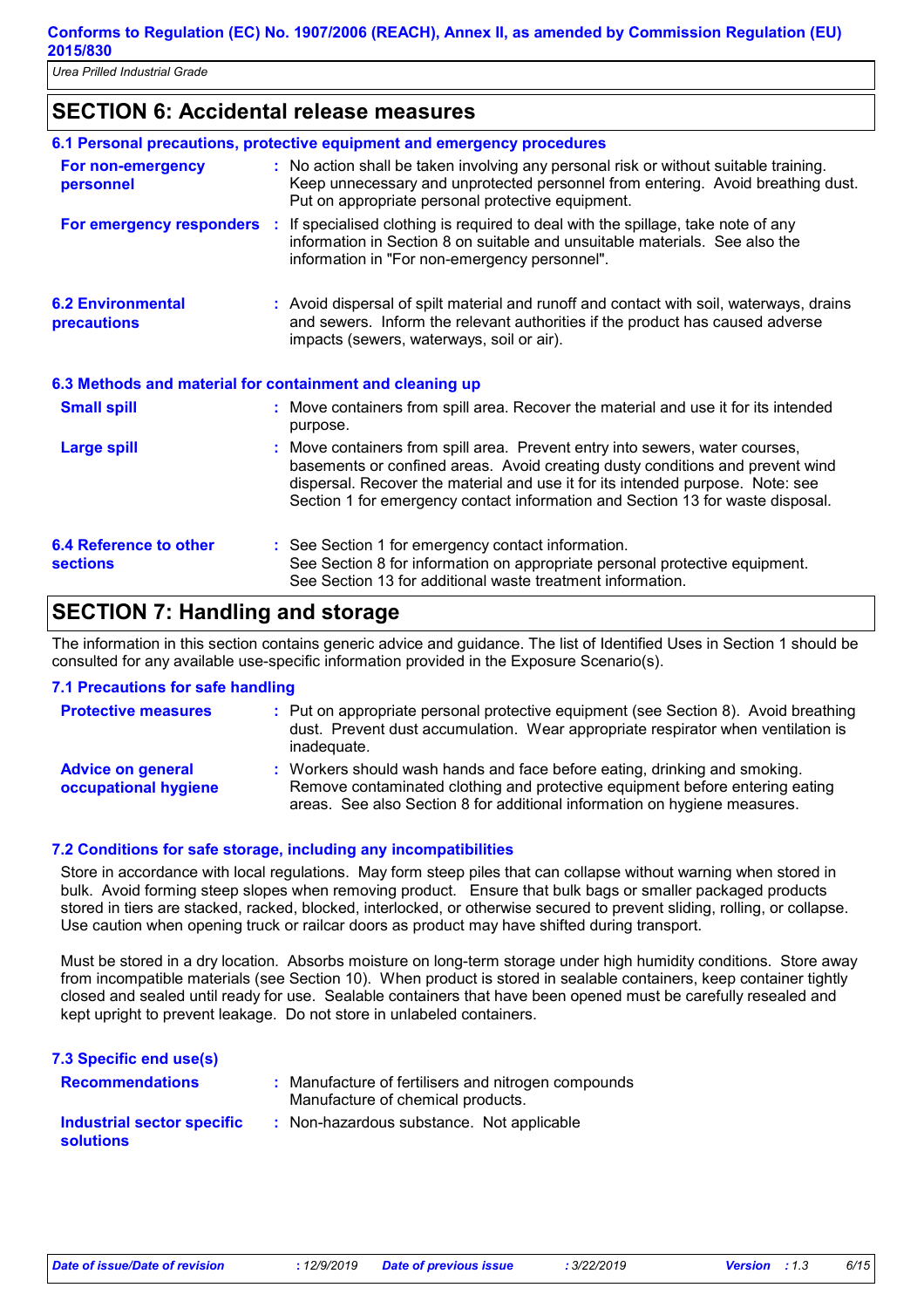## SECTION 6: Accidental release measures

### 6.1 Personal precautions, protective equipment and emergency procedures

**For non-emergency personnel** : No action shall be taken involving any personal risk or without suitable training. Keep unnecessary and unprotected personnel from entering. Avoid breathing dust. Put on appropriate personal protective equipment.

**For emergency responders** : If specialised clothing is required to deal with the spillage, take note of any information in Section 8 on suitable and unsuitable materials. See also the information in "For non-emergency personnel".

### 6.2 Environmental precautions

: Avoid dispersal of spilt material and runoff and contact with soil, waterways, drains and sewers. Inform the relevant authorities if the product has caused adverse impacts (sewers, waterways, soil or air).

### 6.3 Methods and material for containment and cleaning up

**Small spill** : Move containers from spill area. Recover the material and use it for its intended purpose.

**Large spill** : Move containers from spill area. Prevent entry into sewers, water courses, basements or confined areas. Avoid creating dusty conditions and prevent wind dispersal. Recover the material and use it for its intended purpose. Note: see Section 1 for emergency contact information and Section 13 for waste disposal.

### 6.4 Reference to other sections

: See Section 1 for emergency contact information.
See Section 8 for information on appropriate personal protective equipment.
See Section 13 for additional waste treatment information.

## SECTION 7: Handling and storage

The information in this section contains generic advice and guidance. The list of Identified Uses in Section 1 should be consulted for any available use-specific information provided in the Exposure Scenario(s).

### 7.1 Precautions for safe handling

**Protective measures** : Put on appropriate personal protective equipment (see Section 8). Avoid breathing dust. Prevent dust accumulation. Wear appropriate respirator when ventilation is inadequate.

**Advice on general occupational hygiene** : Workers should wash hands and face before eating, drinking and smoking. Remove contaminated clothing and protective equipment before entering eating areas. See also Section 8 for additional information on hygiene measures.

### 7.2 Conditions for safe storage, including any incompatibilities

Store in accordance with local regulations. May form steep piles that can collapse without warning when stored in bulk. Avoid forming steep slopes when removing product. Ensure that bulk bags or smaller packaged products stored in tiers are stacked, racked, blocked, interlocked, or otherwise secured to prevent sliding, rolling, or collapse. Use caution when opening truck or railcar doors as product may have shifted during transport.

Must be stored in a dry location. Absorbs moisture on long-term storage under high humidity conditions. Store away from incompatible materials (see Section 10). When product is stored in sealable containers, keep container tightly closed and sealed until ready for use. Sealable containers that have been opened must be carefully resealed and kept upright to prevent leakage. Do not store in unlabeled containers.

### 7.3 Specific end use(s)

**Recommendations** : Manufacture of fertilisers and nitrogen compounds
Manufacture of chemical products.

**Industrial sector specific solutions** : Non-hazardous substance. Not applicable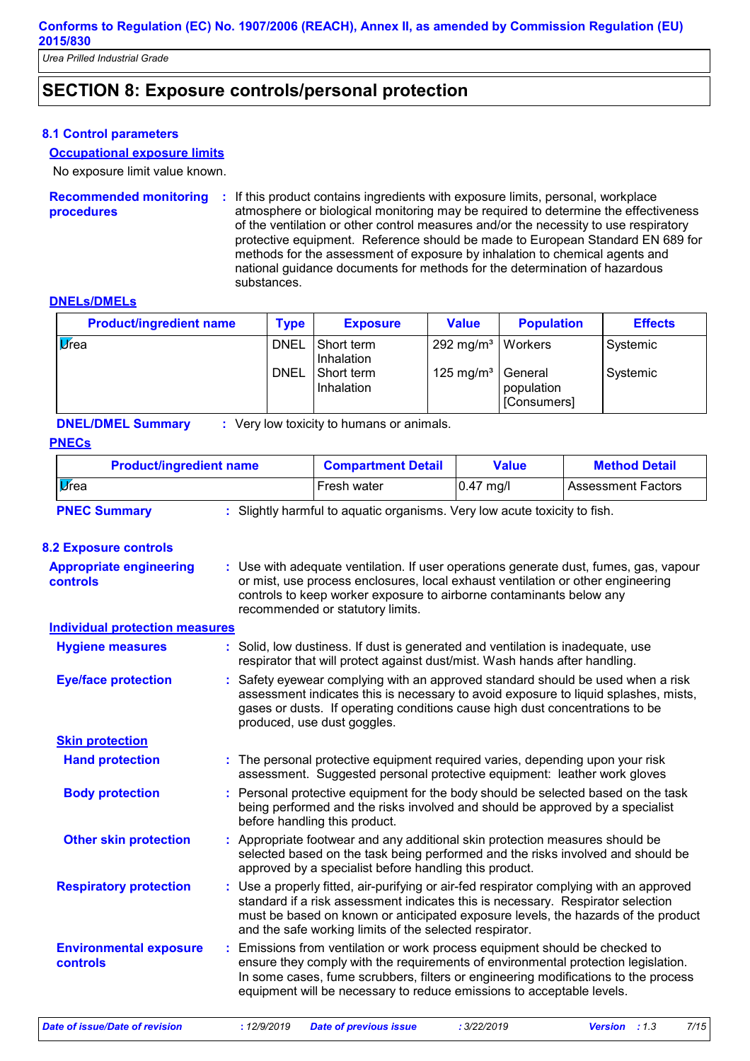## SECTION 8: Exposure controls/personal protection

### 8.1 Control parameters

**Occupational exposure limits**

No exposure limit value known.

**Recommended monitoring procedures** : If this product contains ingredients with exposure limits, personal, workplace atmosphere or biological monitoring may be required to determine the effectiveness of the ventilation or other control measures and/or the necessity to use respiratory protective equipment. Reference should be made to European Standard EN 689 for methods for the assessment of exposure by inhalation to chemical agents and national guidance documents for methods for the determination of hazardous substances.

**DNELs/DMELs**

| Product/ingredient name | Type | Exposure | Value | Population | Effects |
|---|---|---|---|---|---|
| Urea | DNEL | Short term Inhalation | 292 mg/m³ | Workers | Systemic |
| | DNEL | Short term Inhalation | 125 mg/m³ | General population [Consumers] | Systemic |

**DNEL/DMEL Summary** : Very low toxicity to humans or animals.

**PNECs**

| Product/ingredient name | Compartment Detail | Value | Method Detail |
|---|---|---|---|
| Urea | Fresh water | 0.47 mg/l | Assessment Factors |

**PNEC Summary** : Slightly harmful to aquatic organisms. Very low acute toxicity to fish.

### 8.2 Exposure controls

**Appropriate engineering controls** : Use with adequate ventilation. If user operations generate dust, fumes, gas, vapour or mist, use process enclosures, local exhaust ventilation or other engineering controls to keep worker exposure to airborne contaminants below any recommended or statutory limits.

**Individual protection measures**

**Hygiene measures** : Solid, low dustiness. If dust is generated and ventilation is inadequate, use respirator that will protect against dust/mist. Wash hands after handling.

**Eye/face protection** : Safety eyewear complying with an approved standard should be used when a risk assessment indicates this is necessary to avoid exposure to liquid splashes, mists, gases or dusts. If operating conditions cause high dust concentrations to be produced, use dust goggles.

**Skin protection**

**Hand protection** : The personal protective equipment required varies, depending upon your risk assessment. Suggested personal protective equipment: leather work gloves

**Body protection** : Personal protective equipment for the body should be selected based on the task being performed and the risks involved and should be approved by a specialist before handling this product.

**Other skin protection** : Appropriate footwear and any additional skin protection measures should be selected based on the task being performed and the risks involved and should be approved by a specialist before handling this product.

**Respiratory protection** : Use a properly fitted, air-purifying or air-fed respirator complying with an approved standard if a risk assessment indicates this is necessary. Respirator selection must be based on known or anticipated exposure levels, the hazards of the product and the safe working limits of the selected respirator.

**Environmental exposure controls** : Emissions from ventilation or work process equipment should be checked to ensure they comply with the requirements of environmental protection legislation. In some cases, fume scrubbers, filters or engineering modifications to the process equipment will be necessary to reduce emissions to acceptable levels.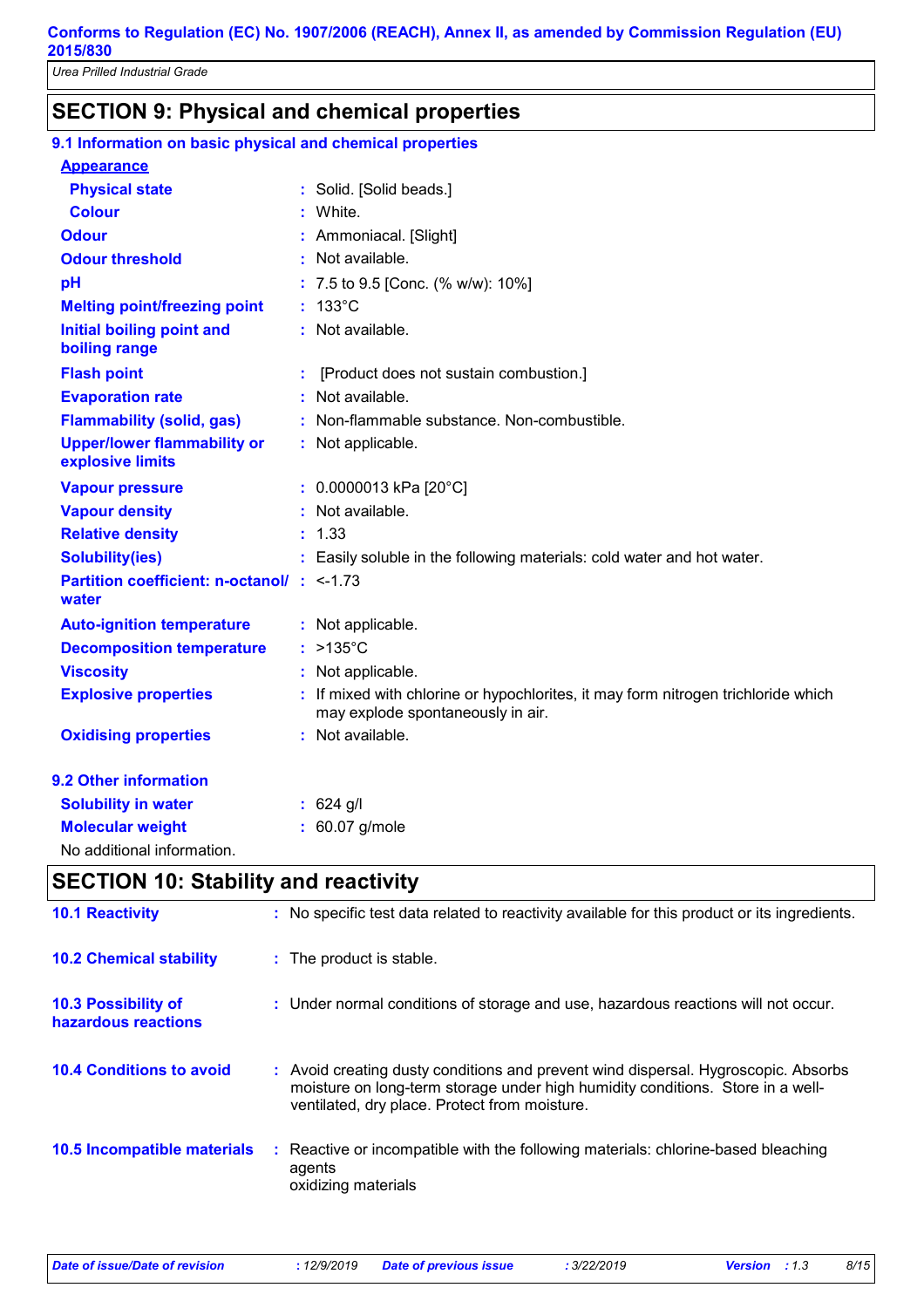## SECTION 9: Physical and chemical properties

### 9.1 Information on basic physical and chemical properties

**Appearance**

| | | |
|---|---|---|
| **Physical state** | : | Solid. [Solid beads.] |
| **Colour** | : | White. |
| **Odour** | : | Ammoniacal. [Slight] |
| **Odour threshold** | : | Not available. |
| **pH** | : | 7.5 to 9.5 [Conc. (% w/w): 10%] |
| **Melting point/freezing point** | : | 133°C |
| **Initial boiling point and boiling range** | : | Not available. |
| **Flash point** | : | [Product does not sustain combustion.] |
| **Evaporation rate** | : | Not available. |
| **Flammability (solid, gas)** | : | Non-flammable substance. Non-combustible. |
| **Upper/lower flammability or explosive limits** | : | Not applicable. |
| **Vapour pressure** | : | 0.0000013 kPa [20°C] |
| **Vapour density** | : | Not available. |
| **Relative density** | : | 1.33 |
| **Solubility(ies)** | : | Easily soluble in the following materials: cold water and hot water. |
| **Partition coefficient: n-octanol/ water** | : | <-1.73 |
| **Auto-ignition temperature** | : | Not applicable. |
| **Decomposition temperature** | : | >135°C |
| **Viscosity** | : | Not applicable. |
| **Explosive properties** | : | If mixed with chlorine or hypochlorites, it may form nitrogen trichloride which may explode spontaneously in air. |
| **Oxidising properties** | : | Not available. |

### 9.2 Other information

| | | |
|---|---|---|
| **Solubility in water** | : | 624 g/l |
| **Molecular weight** | : | 60.07 g/mole |

No additional information.

## SECTION 10: Stability and reactivity

| | | |
|---|---|---|
| **10.1 Reactivity** | : | No specific test data related to reactivity available for this product or its ingredients. |
| **10.2 Chemical stability** | : | The product is stable. |
| **10.3 Possibility of hazardous reactions** | : | Under normal conditions of storage and use, hazardous reactions will not occur. |
| **10.4 Conditions to avoid** | : | Avoid creating dusty conditions and prevent wind dispersal. Hygroscopic. Absorbs moisture on long-term storage under high humidity conditions. Store in a well-ventilated, dry place. Protect from moisture. |
| **10.5 Incompatible materials** | : | Reactive or incompatible with the following materials: chlorine-based bleaching agents<br>oxidizing materials |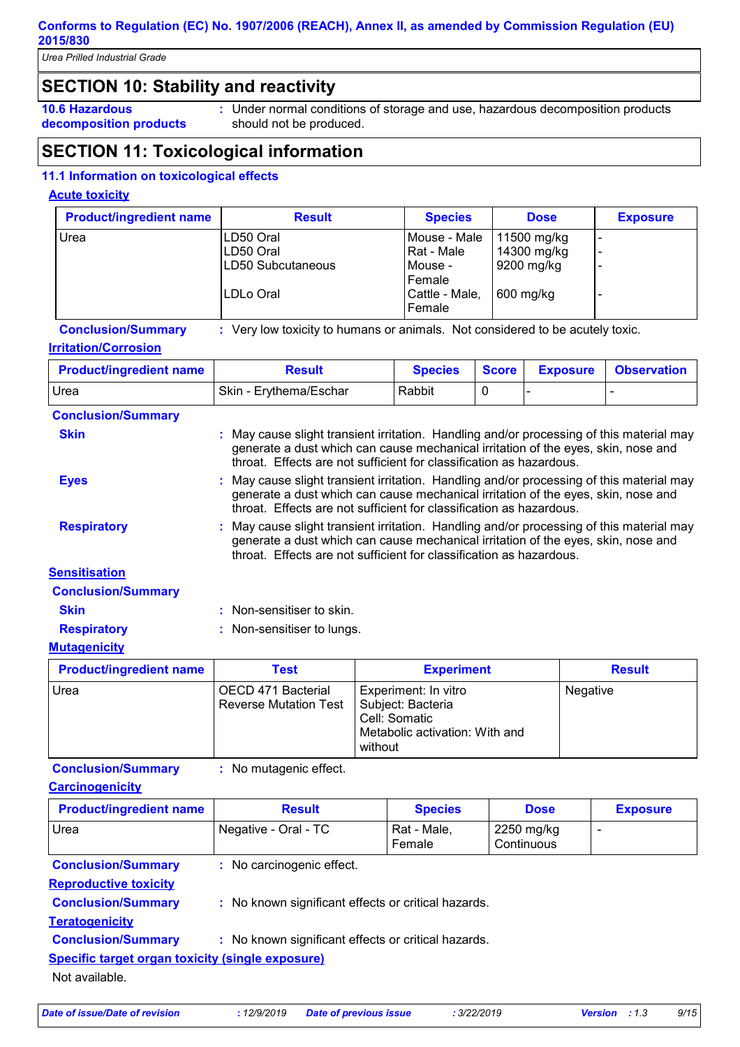## SECTION 10: Stability and reactivity

**10.6 Hazardous decomposition products** : Under normal conditions of storage and use, hazardous decomposition products should not be produced.

## SECTION 11: Toxicological information

### 11.1 Information on toxicological effects

**Acute toxicity**

| Product/ingredient name | Result | Species | Dose | Exposure |
|---|---|---|---|---|
| Urea | LD50 Oral | Mouse - Male | 11500 mg/kg | - |
| | LD50 Oral | Rat - Male | 14300 mg/kg | - |
| | LD50 Subcutaneous | Mouse - Female | 9200 mg/kg | - |
| | LDLo Oral | Cattle - Male, Female | 600 mg/kg | - |

**Conclusion/Summary** : Very low toxicity to humans or animals. Not considered to be acutely toxic.

**Irritation/Corrosion**

| Product/ingredient name | Result | Species | Score | Exposure | Observation |
|---|---|---|---|---|---|
| Urea | Skin - Erythema/Eschar | Rabbit | 0 | - | - |

**Conclusion/Summary**

**Skin** : May cause slight transient irritation. Handling and/or processing of this material may generate a dust which can cause mechanical irritation of the eyes, skin, nose and throat. Effects are not sufficient for classification as hazardous.

**Eyes** : May cause slight transient irritation. Handling and/or processing of this material may generate a dust which can cause mechanical irritation of the eyes, skin, nose and throat. Effects are not sufficient for classification as hazardous.

**Respiratory** : May cause slight transient irritation. Handling and/or processing of this material may generate a dust which can cause mechanical irritation of the eyes, skin, nose and throat. Effects are not sufficient for classification as hazardous.

**Sensitisation**

**Conclusion/Summary**

**Skin** : Non-sensitiser to skin.

**Respiratory** : Non-sensitiser to lungs.

**Mutagenicity**

| Product/ingredient name | Test | Experiment | Result |
|---|---|---|---|
| Urea | OECD 471 Bacterial Reverse Mutation Test | Experiment: In vitro<br>Subject: Bacteria<br>Cell: Somatic<br>Metabolic activation: With and without | Negative |

**Conclusion/Summary** : No mutagenic effect.

**Carcinogenicity**

| Product/ingredient name | Result | Species | Dose | Exposure |
|---|---|---|---|---|
| Urea | Negative - Oral - TC | Rat - Male, Female | 2250 mg/kg Continuous | - |

**Conclusion/Summary** : No carcinogenic effect.

**Reproductive toxicity**

**Conclusion/Summary** : No known significant effects or critical hazards.

**Teratogenicity**

**Conclusion/Summary** : No known significant effects or critical hazards.

**Specific target organ toxicity (single exposure)**

Not available.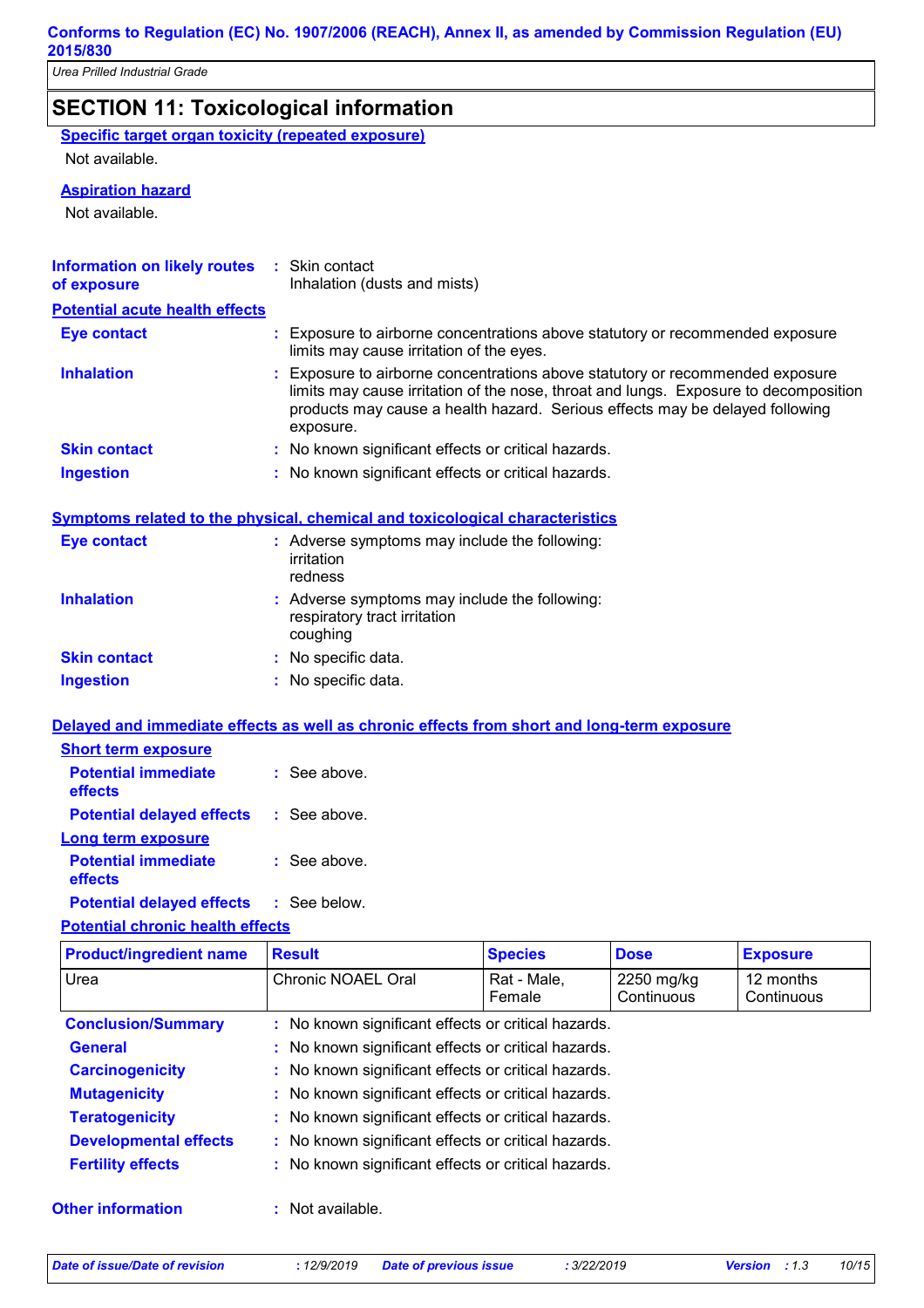## SECTION 11: Toxicological information

**Specific target organ toxicity (repeated exposure)**

Not available.

**Aspiration hazard**

Not available.

**Information on likely routes of exposure** : Skin contact
Inhalation (dusts and mists)

**Potential acute health effects**

**Eye contact** : Exposure to airborne concentrations above statutory or recommended exposure limits may cause irritation of the eyes.

**Inhalation** : Exposure to airborne concentrations above statutory or recommended exposure limits may cause irritation of the nose, throat and lungs. Exposure to decomposition products may cause a health hazard. Serious effects may be delayed following exposure.

**Skin contact** : No known significant effects or critical hazards.

**Ingestion** : No known significant effects or critical hazards.

**Symptoms related to the physical, chemical and toxicological characteristics**

**Eye contact** : Adverse symptoms may include the following:
irritation
redness

**Inhalation** : Adverse symptoms may include the following:
respiratory tract irritation
coughing

**Skin contact** : No specific data.

**Ingestion** : No specific data.

**Delayed and immediate effects as well as chronic effects from short and long-term exposure**

**Short term exposure**

**Potential immediate effects** : See above.

**Potential delayed effects** : See above.

**Long term exposure**

**Potential immediate effects** : See above.

**Potential delayed effects** : See below.

**Potential chronic health effects**

| Product/ingredient name | Result | Species | Dose | Exposure |
|---|---|---|---|---|
| Urea | Chronic NOAEL Oral | Rat - Male, Female | 2250 mg/kg Continuous | 12 months Continuous |

**Conclusion/Summary** : No known significant effects or critical hazards.

**General** : No known significant effects or critical hazards.

**Carcinogenicity** : No known significant effects or critical hazards.

**Mutagenicity** : No known significant effects or critical hazards.

**Teratogenicity** : No known significant effects or critical hazards.

**Developmental effects** : No known significant effects or critical hazards.

**Fertility effects** : No known significant effects or critical hazards.

**Other information** : Not available.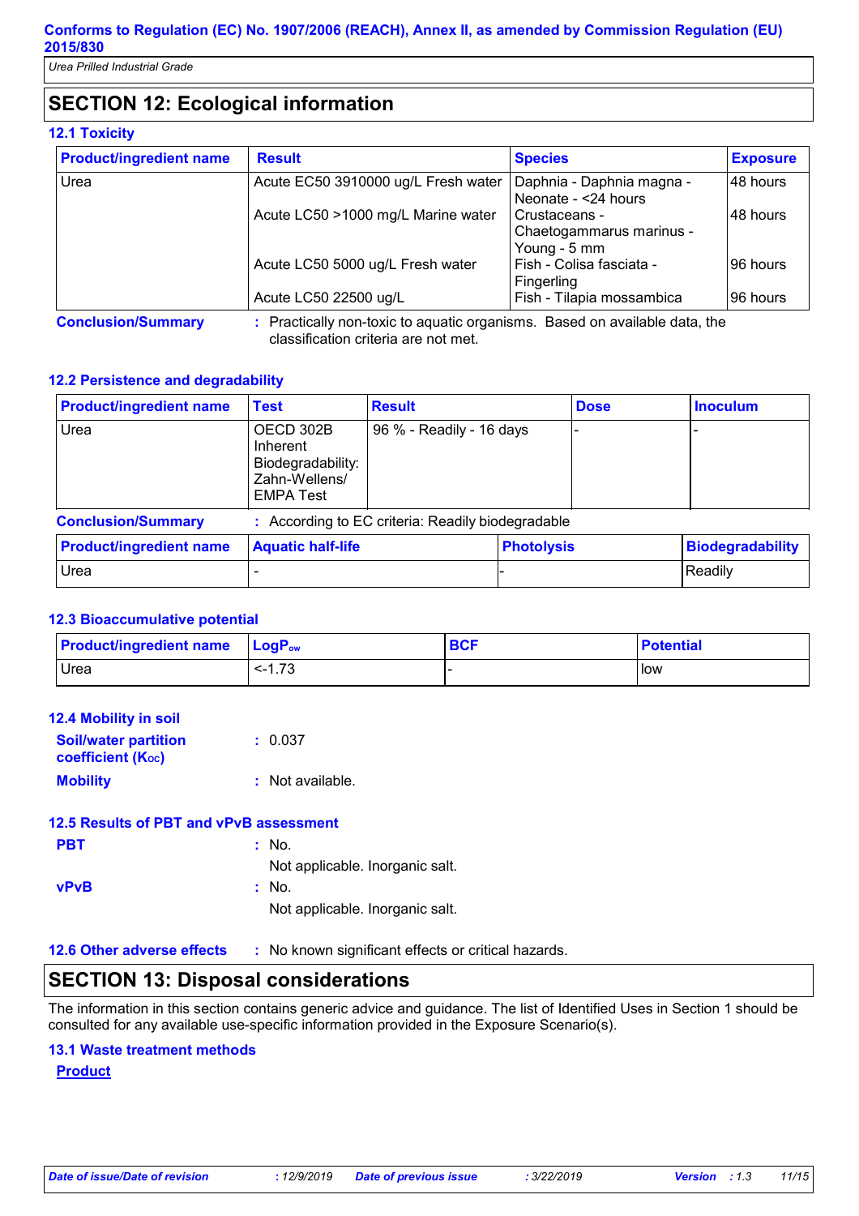## SECTION 12: Ecological information

### 12.1 Toxicity

| Product/ingredient name | Result | Species | Exposure |
|---|---|---|---|
| Urea | Acute EC50 3910000 ug/L Fresh water | Daphnia - Daphnia magna - Neonate - <24 hours | 48 hours |
| | Acute LC50 >1000 mg/L Marine water | Crustaceans - Chaetogammarus marinus - Young - 5 mm | 48 hours |
| | Acute LC50 5000 ug/L Fresh water | Fish - Colisa fasciata - Fingerling | 96 hours |
| | Acute LC50 22500 ug/L | Fish - Tilapia mossambica | 96 hours |

**Conclusion/Summary** : Practically non-toxic to aquatic organisms. Based on available data, the classification criteria are not met.

### 12.2 Persistence and degradability

| Product/ingredient name | Test | Result | Dose | Inoculum |
|---|---|---|---|---|
| Urea | OECD 302B Inherent Biodegradability: Zahn-Wellens/ EMPA Test | 96 % - Readily - 16 days | - | - |

**Conclusion/Summary** : According to EC criteria: Readily biodegradable

| Product/ingredient name | Aquatic half-life | Photolysis | Biodegradability |
|---|---|---|---|
| Urea | - | - | Readily |

### 12.3 Bioaccumulative potential

| Product/ingredient name | $LogP_{ow}$ | BCF | Potential |
|---|---|---|---|
| Urea | <-1.73 | - | low |

### 12.4 Mobility in soil

**Soil/water partition coefficient ($K_{OC}$)** : 0.037

**Mobility** : Not available.

### 12.5 Results of PBT and vPvB assessment

**PBT** : No.
Not applicable. Inorganic salt.

**vPvB** : No.
Not applicable. Inorganic salt.

### 12.6 Other adverse effects

: No known significant effects or critical hazards.

## SECTION 13: Disposal considerations

The information in this section contains generic advice and guidance. The list of Identified Uses in Section 1 should be consulted for any available use-specific information provided in the Exposure Scenario(s).

### 13.1 Waste treatment methods

**Product**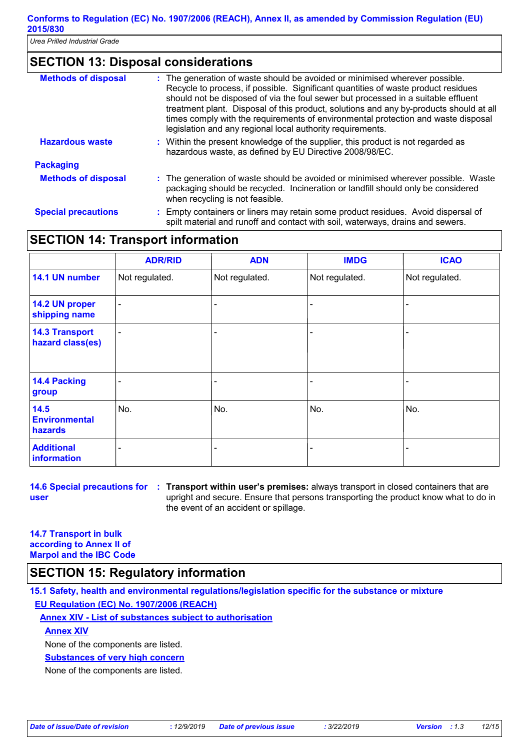## SECTION 13: Disposal considerations

**Methods of disposal** : The generation of waste should be avoided or minimised wherever possible. Recycle to process, if possible. Significant quantities of waste product residues should not be disposed of via the foul sewer but processed in a suitable effluent treatment plant. Disposal of this product, solutions and any by-products should at all times comply with the requirements of environmental protection and waste disposal legislation and any regional local authority requirements.

**Hazardous waste** : Within the present knowledge of the supplier, this product is not regarded as hazardous waste, as defined by EU Directive 2008/98/EC.

**Packaging**

**Methods of disposal** : The generation of waste should be avoided or minimised wherever possible. Waste packaging should be recycled. Incineration or landfill should only be considered when recycling is not feasible.

**Special precautions** : Empty containers or liners may retain some product residues. Avoid dispersal of spilt material and runoff and contact with soil, waterways, drains and sewers.

## SECTION 14: Transport information

| | ADR/RID | ADN | IMDG | ICAO |
|---|---|---|---|---|
| **14.1 UN number** | Not regulated. | Not regulated. | Not regulated. | Not regulated. |
| **14.2 UN proper shipping name** | - | - | - | - |
| **14.3 Transport hazard class(es)** | - | - | - | - |
| **14.4 Packing group** | - | - | - | - |
| **14.5 Environmental hazards** | No. | No. | No. | No. |
| **Additional information** | - | - | - | - |

**14.6 Special precautions for user** : **Transport within user's premises:** always transport in closed containers that are upright and secure. Ensure that persons transporting the product know what to do in the event of an accident or spillage.

**14.7 Transport in bulk according to Annex II of Marpol and the IBC Code**

## SECTION 15: Regulatory information

**15.1 Safety, health and environmental regulations/legislation specific for the substance or mixture**

**EU Regulation (EC) No. 1907/2006 (REACH)**

**Annex XIV - List of substances subject to authorisation**

**Annex XIV**

None of the components are listed.

**Substances of very high concern**

None of the components are listed.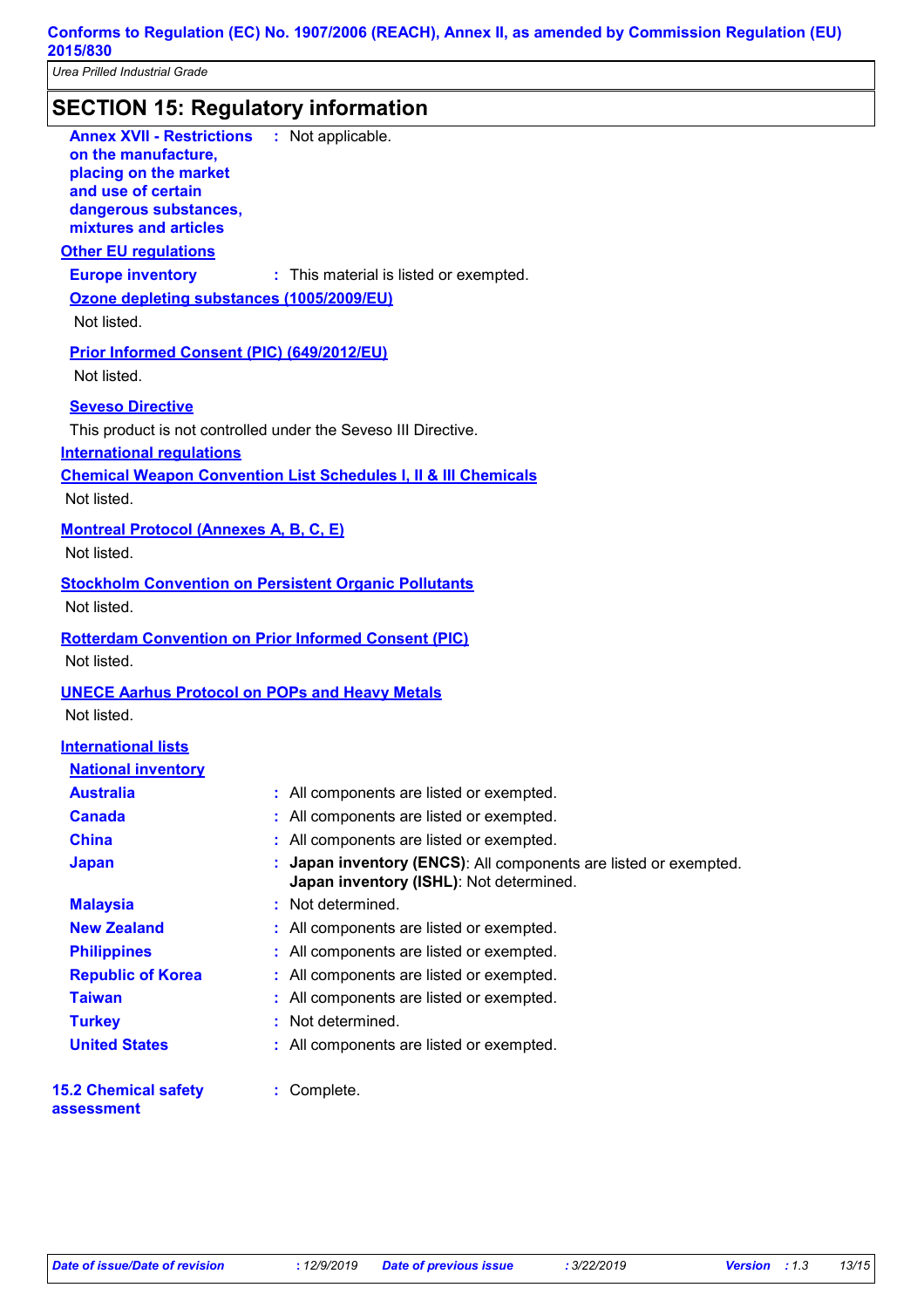## SECTION 15: Regulatory information

**Annex XVII - Restrictions on the manufacture, placing on the market and use of certain dangerous substances, mixtures and articles** : Not applicable.

**Other EU regulations**

**Europe inventory** : This material is listed or exempted.

**Ozone depleting substances (1005/2009/EU)**

Not listed.

**Prior Informed Consent (PIC) (649/2012/EU)**

Not listed.

**Seveso Directive**

This product is not controlled under the Seveso III Directive.

**International regulations**

**Chemical Weapon Convention List Schedules I, II & III Chemicals**

Not listed.

**Montreal Protocol (Annexes A, B, C, E)**

Not listed.

**Stockholm Convention on Persistent Organic Pollutants**

Not listed.

**Rotterdam Convention on Prior Informed Consent (PIC)**

Not listed.

**UNECE Aarhus Protocol on POPs and Heavy Metals**

Not listed.

**International lists**

**National inventory**

**Australia** : All components are listed or exempted.

**Canada** : All components are listed or exempted.

**China** : All components are listed or exempted.

**Japan** : **Japan inventory (ENCS)**: All components are listed or exempted.
**Japan inventory (ISHL)**: Not determined.

**Malaysia** : Not determined.

**New Zealand** : All components are listed or exempted.

**Philippines** : All components are listed or exempted.

**Republic of Korea** : All components are listed or exempted.

**Taiwan** : All components are listed or exempted.

**Turkey** : Not determined.

**United States** : All components are listed or exempted.

**15.2 Chemical safety assessment** : Complete.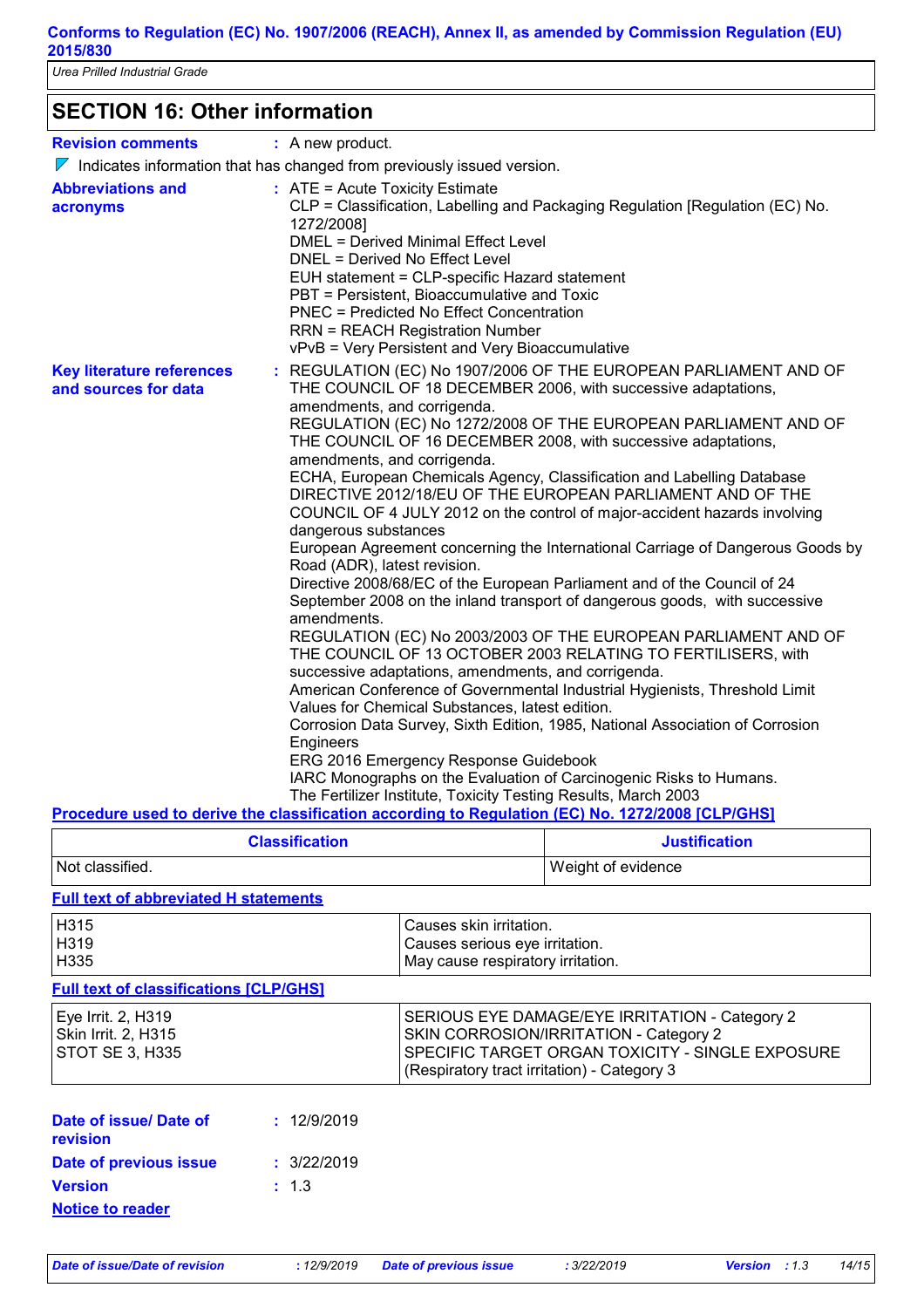## SECTION 16: Other information

**Revision comments** : A new product.

▼ Indicates information that has changed from previously issued version.

**Abbreviations and acronyms** : ATE = Acute Toxicity Estimate
CLP = Classification, Labelling and Packaging Regulation [Regulation (EC) No. 1272/2008]
DMEL = Derived Minimal Effect Level
DNEL = Derived No Effect Level
EUH statement = CLP-specific Hazard statement
PBT = Persistent, Bioaccumulative and Toxic
PNEC = Predicted No Effect Concentration
RRN = REACH Registration Number
vPvB = Very Persistent and Very Bioaccumulative

**Key literature references and sources for data** : REGULATION (EC) No 1907/2006 OF THE EUROPEAN PARLIAMENT AND OF THE COUNCIL OF 18 DECEMBER 2006, with successive adaptations, amendments, and corrigenda.
REGULATION (EC) No 1272/2008 OF THE EUROPEAN PARLIAMENT AND OF THE COUNCIL OF 16 DECEMBER 2008, with successive adaptations, amendments, and corrigenda.
ECHA, European Chemicals Agency, Classification and Labelling Database
DIRECTIVE 2012/18/EU OF THE EUROPEAN PARLIAMENT AND OF THE COUNCIL OF 4 JULY 2012 on the control of major-accident hazards involving dangerous substances
European Agreement concerning the International Carriage of Dangerous Goods by Road (ADR), latest revision.
Directive 2008/68/EC of the European Parliament and of the Council of 24 September 2008 on the inland transport of dangerous goods, with successive amendments.
REGULATION (EC) No 2003/2003 OF THE EUROPEAN PARLIAMENT AND OF THE COUNCIL OF 13 OCTOBER 2003 RELATING TO FERTILISERS, with successive adaptations, amendments, and corrigenda.
American Conference of Governmental Industrial Hygienists, Threshold Limit Values for Chemical Substances, latest edition.
Corrosion Data Survey, Sixth Edition, 1985, National Association of Corrosion Engineers
ERG 2016 Emergency Response Guidebook
IARC Monographs on the Evaluation of Carcinogenic Risks to Humans.
The Fertilizer Institute, Toxicity Testing Results, March 2003

**Procedure used to derive the classification according to Regulation (EC) No. 1272/2008 [CLP/GHS]**

| Classification | Justification |
|---|---|
| Not classified. | Weight of evidence |

**Full text of abbreviated H statements**

| | |
|---|---|
| H315 | Causes skin irritation. |
| H319 | Causes serious eye irritation. |
| H335 | May cause respiratory irritation. |

**Full text of classifications [CLP/GHS]**

| | |
|---|---|
| Eye Irrit. 2, H319 | SERIOUS EYE DAMAGE/EYE IRRITATION - Category 2 |
| Skin Irrit. 2, H315 | SKIN CORROSION/IRRITATION - Category 2 |
| STOT SE 3, H335 | SPECIFIC TARGET ORGAN TOXICITY - SINGLE EXPOSURE (Respiratory tract irritation) - Category 3 |

**Date of issue/ Date of revision** : 12/9/2019

**Date of previous issue** : 3/22/2019

**Version** : 1.3

**Notice to reader**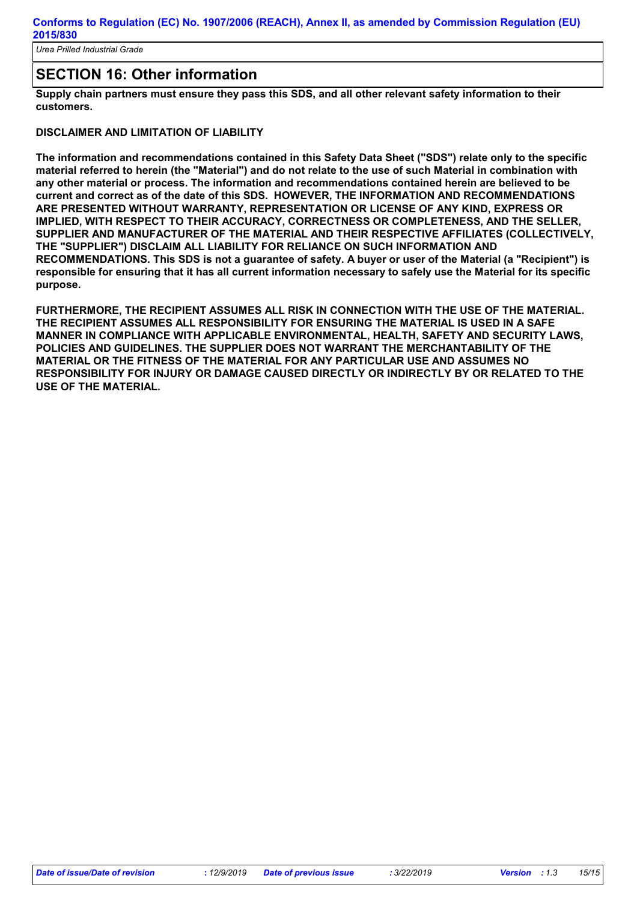## SECTION 16: Other information

**Supply chain partners must ensure they pass this SDS, and all other relevant safety information to their customers.**

**DISCLAIMER AND LIMITATION OF LIABILITY**

**The information and recommendations contained in this Safety Data Sheet ("SDS") relate only to the specific material referred to herein (the "Material") and do not relate to the use of such Material in combination with any other material or process. The information and recommendations contained herein are believed to be current and correct as of the date of this SDS. HOWEVER, THE INFORMATION AND RECOMMENDATIONS ARE PRESENTED WITHOUT WARRANTY, REPRESENTATION OR LICENSE OF ANY KIND, EXPRESS OR IMPLIED, WITH RESPECT TO THEIR ACCURACY, CORRECTNESS OR COMPLETENESS, AND THE SELLER, SUPPLIER AND MANUFACTURER OF THE MATERIAL AND THEIR RESPECTIVE AFFILIATES (COLLECTIVELY, THE "SUPPLIER") DISCLAIM ALL LIABILITY FOR RELIANCE ON SUCH INFORMATION AND RECOMMENDATIONS. This SDS is not a guarantee of safety. A buyer or user of the Material (a "Recipient") is responsible for ensuring that it has all current information necessary to safely use the Material for its specific purpose.**

**FURTHERMORE, THE RECIPIENT ASSUMES ALL RISK IN CONNECTION WITH THE USE OF THE MATERIAL. THE RECIPIENT ASSUMES ALL RESPONSIBILITY FOR ENSURING THE MATERIAL IS USED IN A SAFE MANNER IN COMPLIANCE WITH APPLICABLE ENVIRONMENTAL, HEALTH, SAFETY AND SECURITY LAWS, POLICIES AND GUIDELINES. THE SUPPLIER DOES NOT WARRANT THE MERCHANTABILITY OF THE MATERIAL OR THE FITNESS OF THE MATERIAL FOR ANY PARTICULAR USE AND ASSUMES NO RESPONSIBILITY FOR INJURY OR DAMAGE CAUSED DIRECTLY OR INDIRECTLY BY OR RELATED TO THE USE OF THE MATERIAL.**